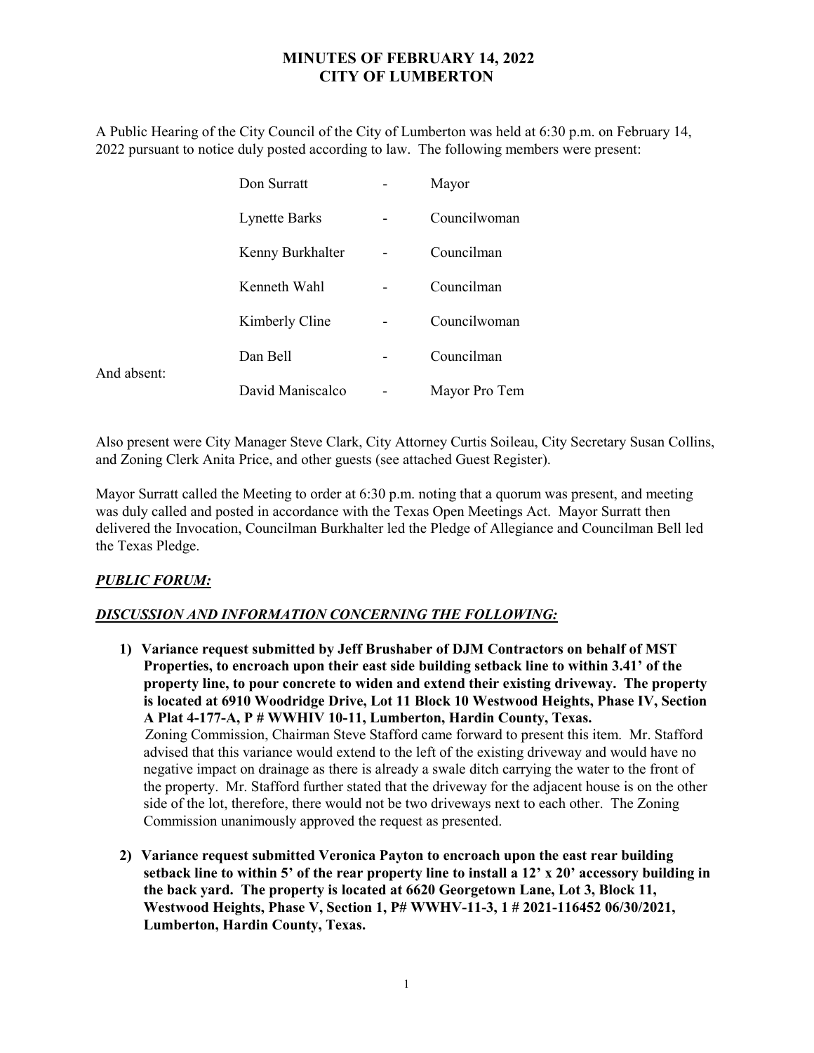# MINUTES OF FEBRUARY 14, 2022
# CITY OF LUMBERTON

A Public Hearing of the City Council of the City of Lumberton was held at 6:30 p.m. on February 14, 2022 pursuant to notice duly posted according to law. The following members were present:

| | | | |
|---|---|---|---|
| | Don Surratt | - | Mayor |
| | Lynette Barks | - | Councilwoman |
| | Kenny Burkhalter | - | Councilman |
| | Kenneth Wahl | - | Councilman |
| | Kimberly Cline | - | Councilwoman |
| | Dan Bell | - | Councilman |
| And absent: | David Maniscalco | - | Mayor Pro Tem |

Also present were City Manager Steve Clark, City Attorney Curtis Soileau, City Secretary Susan Collins, and Zoning Clerk Anita Price, and other guests (see attached Guest Register).

Mayor Surratt called the Meeting to order at 6:30 p.m. noting that a quorum was present, and meeting was duly called and posted in accordance with the Texas Open Meetings Act. Mayor Surratt then delivered the Invocation, Councilman Burkhalter led the Pledge of Allegiance and Councilman Bell led the Texas Pledge.

***PUBLIC FORUM:***

***DISCUSSION AND INFORMATION CONCERNING THE FOLLOWING:***

1) **Variance request submitted by Jeff Brushaber of DJM Contractors on behalf of MST Properties, to encroach upon their east side building setback line to within 3.41' of the property line, to pour concrete to widen and extend their existing driveway. The property is located at 6910 Woodridge Drive, Lot 11 Block 10 Westwood Heights, Phase IV, Section A Plat 4-177-A, P # WWHIV 10-11, Lumberton, Hardin County, Texas.**
   Zoning Commission, Chairman Steve Stafford came forward to present this item. Mr. Stafford advised that this variance would extend to the left of the existing driveway and would have no negative impact on drainage as there is already a swale ditch carrying the water to the front of the property. Mr. Stafford further stated that the driveway for the adjacent house is on the other side of the lot, therefore, there would not be two driveways next to each other. The Zoning Commission unanimously approved the request as presented.

2) **Variance request submitted Veronica Payton to encroach upon the east rear building setback line to within 5' of the rear property line to install a 12' x 20' accessory building in the back yard. The property is located at 6620 Georgetown Lane, Lot 3, Block 11, Westwood Heights, Phase V, Section 1, P# WWHV-11-3, 1 # 2021-116452 06/30/2021, Lumberton, Hardin County, Texas.**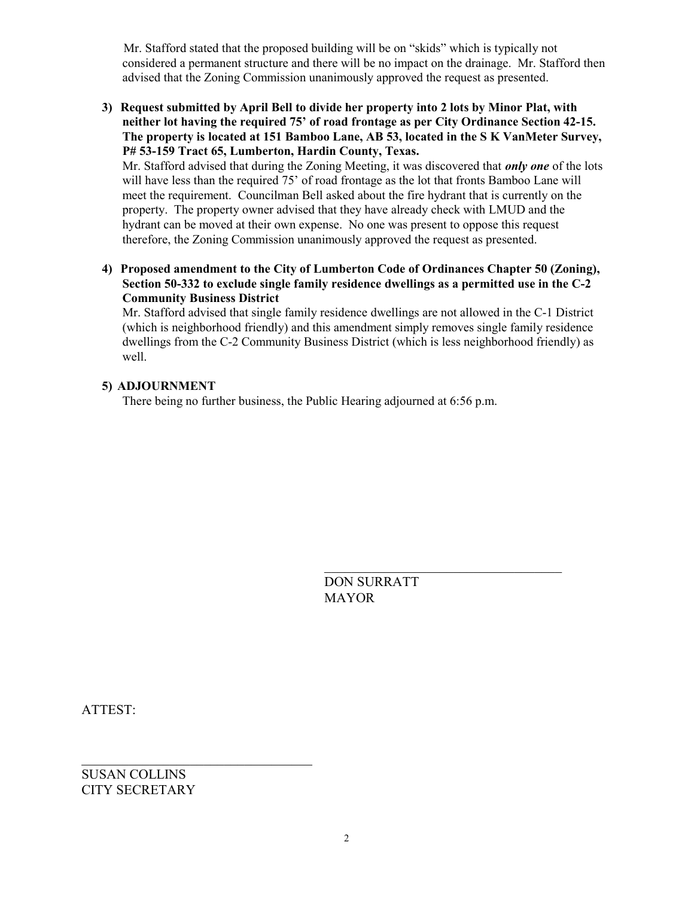Mr. Stafford stated that the proposed building will be on "skids" which is typically not considered a permanent structure and there will be no impact on the drainage. Mr. Stafford then advised that the Zoning Commission unanimously approved the request as presented.

3) **Request submitted by April Bell to divide her property into 2 lots by Minor Plat, with neither lot having the required 75' of road frontage as per City Ordinance Section 42-15. The property is located at 151 Bamboo Lane, AB 53, located in the S K VanMeter Survey, P# 53-159 Tract 65, Lumberton, Hardin County, Texas.**

   Mr. Stafford advised that during the Zoning Meeting, it was discovered that ***only one*** of the lots will have less than the required 75' of road frontage as the lot that fronts Bamboo Lane will meet the requirement. Councilman Bell asked about the fire hydrant that is currently on the property. The property owner advised that they have already check with LMUD and the hydrant can be moved at their own expense. No one was present to oppose this request therefore, the Zoning Commission unanimously approved the request as presented.

4) **Proposed amendment to the City of Lumberton Code of Ordinances Chapter 50 (Zoning), Section 50-332 to exclude single family residence dwellings as a permitted use in the C-2 Community Business District**

   Mr. Stafford advised that single family residence dwellings are not allowed in the C-1 District (which is neighborhood friendly) and this amendment simply removes single family residence dwellings from the C-2 Community Business District (which is less neighborhood friendly) as well.

5) **ADJOURNMENT**

   There being no further business, the Public Hearing adjourned at 6:56 p.m.

\_\_\_\_\_\_\_\_\_\_\_\_\_\_\_\_\_\_\_\_\_\_\_\_\_\_\_\_\_\_\_\_\_\_\_\_
DON SURRATT
MAYOR

ATTEST:

\_\_\_\_\_\_\_\_\_\_\_\_\_\_\_\_\_\_\_\_\_\_\_\_\_\_\_\_\_\_\_\_\_\_\_\_
SUSAN COLLINS
CITY SECRETARY